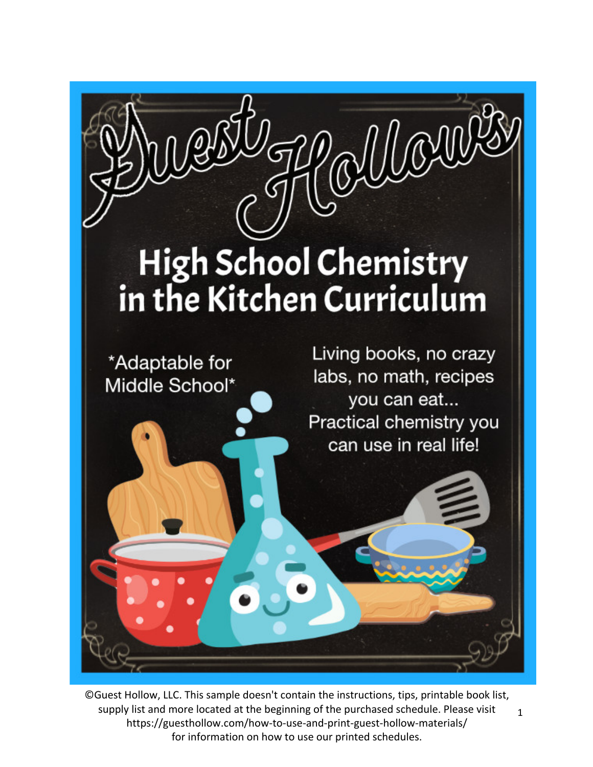# Guest Hollow's

# High School Chemistry in the Kitchen Curriculum

*Adaptable for Middle School*

Living books, no crazy labs, no math, recipes you can eat... Practical chemistry you can use in real life!

©Guest Hollow, LLC. This sample doesn't contain the instructions, tips, printable book list, supply list and more located at the beginning of the purchased schedule. Please visit https://guesthollow.com/how-to-use-and-print-guest-hollow-materials/ for information on how to use our printed schedules.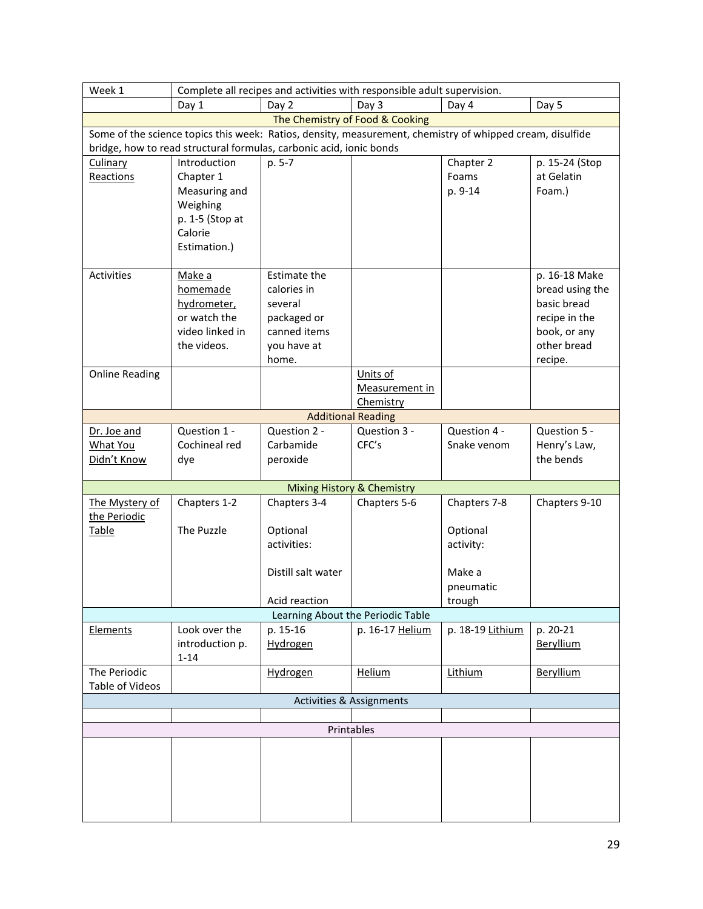| Week 1 | Complete all recipes and activities with responsible adult supervision. | | | | |
|---|---|---|---|---|---|
| | Day 1 | Day 2 | Day 3 | Day 4 | Day 5 |
| | | | The Chemistry of Food & Cooking | | |
| Some of the science topics this week: Ratios, density, measurement, chemistry of whipped cream, disulfide bridge, how to read structural formulas, carbonic acid, ionic bonds | | | | | |
| Culinary Reactions | Introduction Chapter 1 Measuring and Weighing p. 1-5 (Stop at Calorie Estimation.) | p. 5-7 | | Chapter 2 Foams p. 9-14 | p. 15-24 (Stop at Gelatin Foam.) |
| Activities | Make a homemade hydrometer, or watch the video linked in the videos. | Estimate the calories in several packaged or canned items you have at home. | | | p. 16-18 Make bread using the basic bread recipe in the book, or any other bread recipe. |
| Online Reading | | | Units of Measurement in Chemistry | | |
| | | | Additional Reading | | |
| Dr. Joe and What You Didn't Know | Question 1 - Cochineal red dye | Question 2 - Carbamide peroxide | Question 3 - CFC's | Question 4 - Snake venom | Question 5 - Henry's Law, the bends |
| | | | Mixing History & Chemistry | | |
| The Mystery of the Periodic Table | Chapters 1-2<br><br>The Puzzle | Chapters 3-4<br><br>Optional activities:<br><br>Distill salt water<br><br>Acid reaction | Chapters 5-6 | Chapters 7-8<br><br>Optional activity:<br><br>Make a pneumatic trough | Chapters 9-10 |
| | | | Learning About the Periodic Table | | |
| Elements | Look over the introduction p. 1-14 | p. 15-16 Hydrogen | p. 16-17 Helium | p. 18-19 Lithium | p. 20-21 Beryllium |
| The Periodic Table of Videos | | Hydrogen | Helium | Lithium | Beryllium |
| | | | Activities & Assignments | | |
| | | | | | |
| | | | Printables | | |
| | | | | | |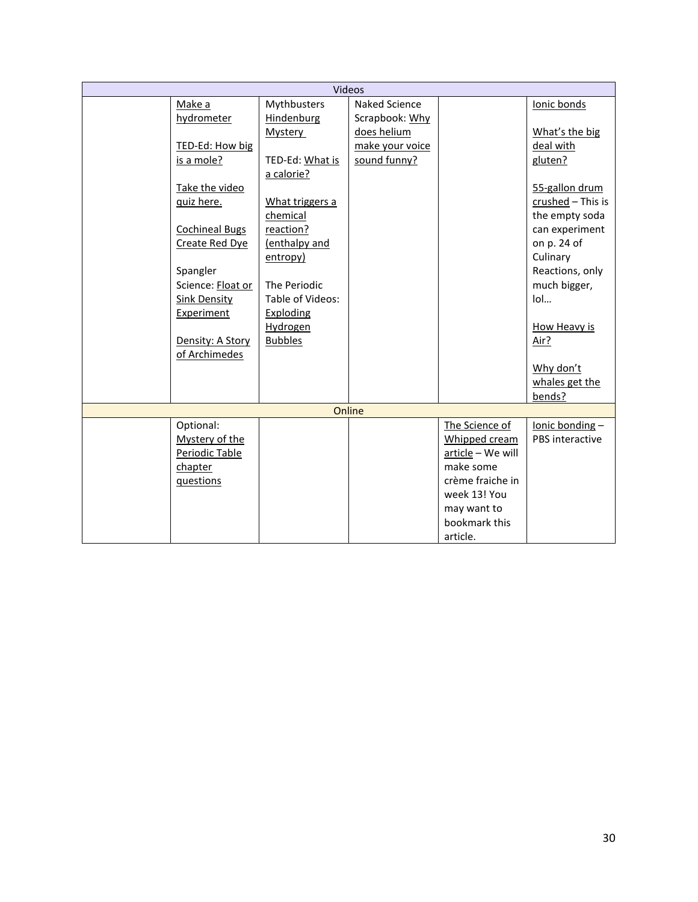| Videos | | | | | |
| --- | --- | --- | --- | --- | --- |
| | Make a hydrometer<br><br>TED-Ed: How big is a mole?<br><br>Take the video quiz here.<br><br>Cochineal Bugs Create Red Dye<br><br>Spangler Science: Float or Sink Density Experiment<br><br>Density: A Story of Archimedes | Mythbusters Hindenburg Mystery<br><br>TED-Ed: What is a calorie?<br><br>What triggers a chemical reaction? (enthalpy and entropy)<br><br>The Periodic Table of Videos: Exploding Hydrogen Bubbles | Naked Science Scrapbook: Why does helium make your voice sound funny? | | Ionic bonds<br><br>What's the big deal with gluten?<br><br>55-gallon drum crushed – This is the empty soda can experiment on p. 24 of Culinary Reactions, only much bigger, lol…<br><br>How Heavy is Air?<br><br>Why don't whales get the bends? |
| **Online** | | | | | |
| | Optional: Mystery of the Periodic Table chapter questions | | | The Science of Whipped cream article – We will make some crème fraiche in week 13! You may want to bookmark this article. | Ionic bonding – PBS interactive |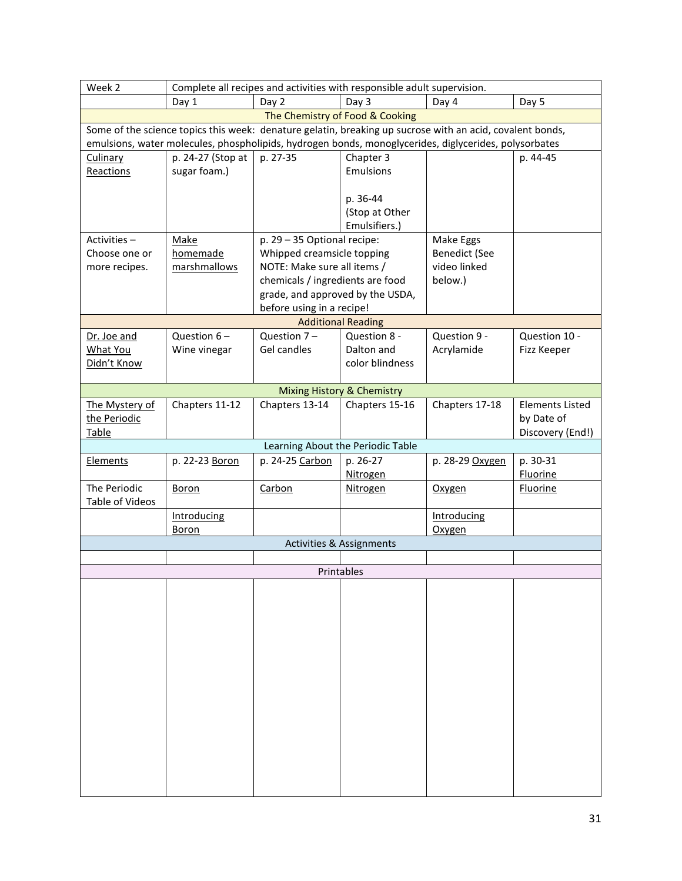| Week 2 | Complete all recipes and activities with responsible adult supervision. | | | | |
|---|---|---|---|---|---|
| | Day 1 | Day 2 | Day 3 | Day 4 | Day 5 |
| | | | The Chemistry of Food & Cooking | | |
| Some of the science topics this week: denature gelatin, breaking up sucrose with an acid, covalent bonds, emulsions, water molecules, phospholipids, hydrogen bonds, monoglycerides, diglycerides, polysorbates | | | | | |
| Culinary Reactions | p. 24-27 (Stop at sugar foam.) | p. 27-35 | Chapter 3 Emulsions<br><br>p. 36-44 (Stop at Other Emulsifiers.) | | p. 44-45 |
| Activities – Choose one or more recipes. | Make homemade marshmallows | p. 29 – 35 Optional recipe: Whipped creamsicle topping NOTE: Make sure all items / chemicals / ingredients are food grade, and approved by the USDA, before using in a recipe! | | Make Eggs Benedict (See video linked below.) | |
| | | | Additional Reading | | |
| Dr. Joe and What You Didn't Know | Question 6 – Wine vinegar | Question 7 – Gel candles | Question 8 - Dalton and color blindness | Question 9 - Acrylamide | Question 10 - Fizz Keeper |
| | | | Mixing History & Chemistry | | |
| The Mystery of the Periodic Table | Chapters 11-12 | Chapters 13-14 | Chapters 15-16 | Chapters 17-18 | Elements Listed by Date of Discovery (End!) |
| | | | Learning About the Periodic Table | | |
| Elements | p. 22-23 Boron | p. 24-25 Carbon | p. 26-27 Nitrogen | p. 28-29 Oxygen | p. 30-31 Fluorine |
| The Periodic Table of Videos | Boron | Carbon | Nitrogen | Oxygen | Fluorine |
| | Introducing Boron | | | Introducing Oxygen | |
| | | | Activities & Assignments | | |
| | | | | | |
| | | | Printables | | |
| | | | | | |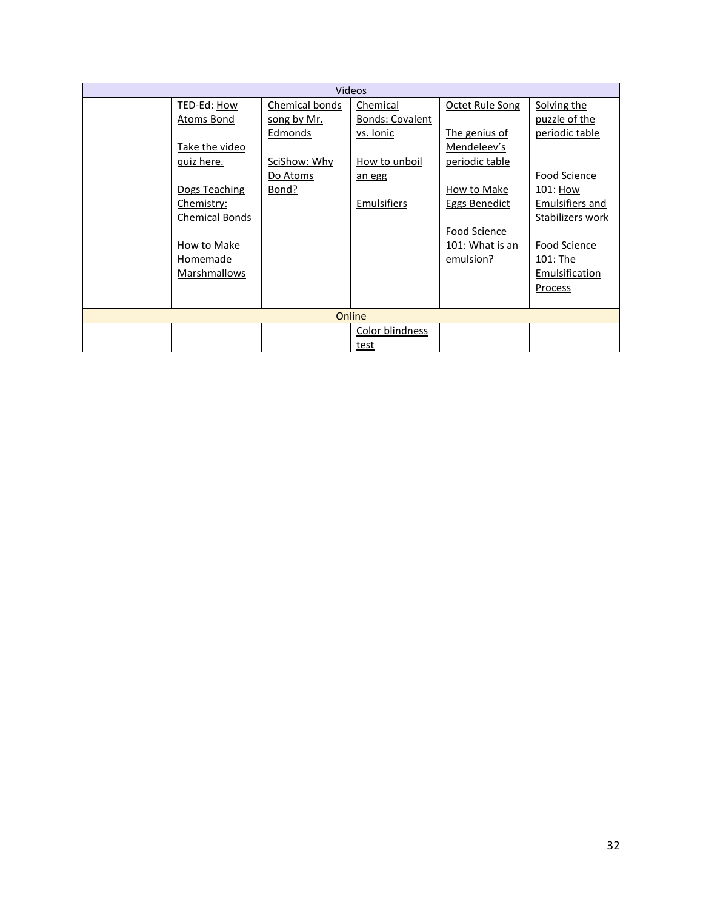| | | | | | |
|---|---|---|---|---|---|
| Videos | | | | | |
| | TED-Ed: How Atoms Bond<br><br>Take the video quiz here.<br><br>Dogs Teaching Chemistry: Chemical Bonds<br><br>How to Make Homemade Marshmallows | Chemical bonds song by Mr. Edmonds<br><br>SciShow: Why Do Atoms Bond? | Chemical Bonds: Covalent vs. Ionic<br><br>How to unboil an egg<br><br>Emulsifiers | Octet Rule Song<br><br>The genius of Mendeleev's periodic table<br><br>How to Make Eggs Benedict<br><br>Food Science 101: What is an emulsion? | Solving the puzzle of the periodic table<br><br>Food Science 101: How Emulsifiers and Stabilizers work<br><br>Food Science 101: The Emulsification Process |
| Online | | | | | |
| | | | Color blindness test | | |